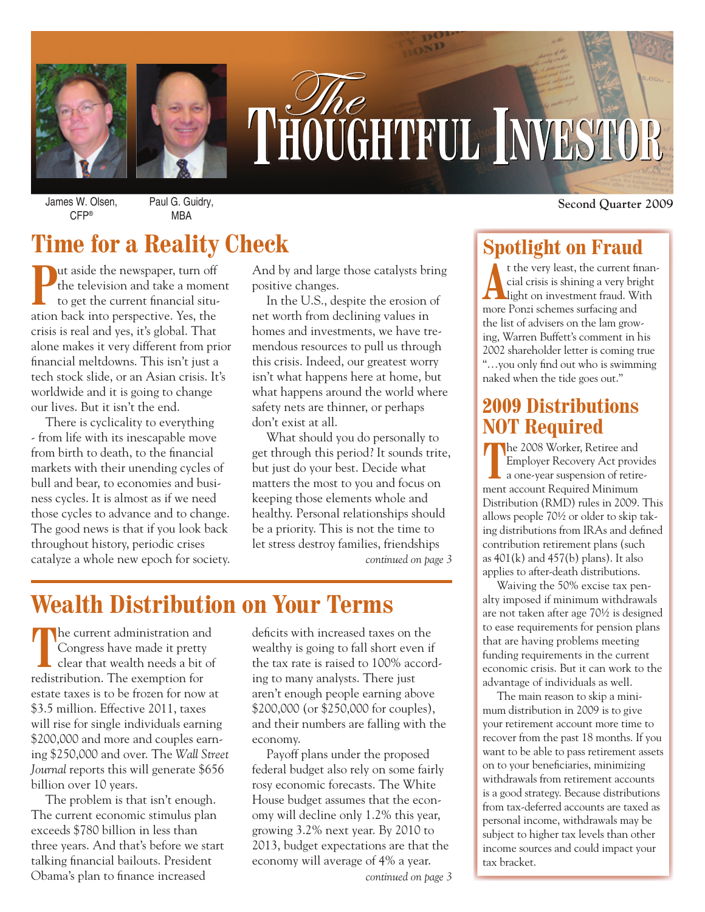# The Thoughtful Investor

James W. Olsen, CFP®

Paul G. Guidry, MBA

**Second Quarter 2009**

## Time for a Reality Check

Put aside the newspaper, turn off the television and take a moment to get the current financial situation back into perspective. Yes, the crisis is real and yes, it's global. That alone makes it very different from prior financial meltdowns. This isn't just a tech stock slide, or an Asian crisis. It's worldwide and it is going to change our lives. But it isn't the end.

There is cyclicality to everything - from life with its inescapable move from birth to death, to the financial markets with their unending cycles of bull and bear, to economies and business cycles. It is almost as if we need those cycles to advance and to change. The good news is that if you look back throughout history, periodic crises catalyze a whole new epoch for society. And by and large those catalysts bring positive changes.

In the U.S., despite the erosion of net worth from declining values in homes and investments, we have tremendous resources to pull us through this crisis. Indeed, our greatest worry isn't what happens here at home, but what happens around the world where safety nets are thinner, or perhaps don't exist at all.

What should you do personally to get through this period? It sounds trite, but just do your best. Decide what matters the most to you and focus on keeping those elements whole and healthy. Personal relationships should be a priority. This is not the time to let stress destroy families, friendships

*continued on page 3*

## Wealth Distribution on Your Terms

The current administration and Congress have made it pretty clear that wealth needs a bit of redistribution. The exemption for estate taxes is to be frozen for now at $3.5 million. Effective 2011, taxes will rise for single individuals earning $200,000 and more and couples earning $250,000 and over. The *Wall Street Journal* reports this will generate $656 billion over 10 years.

The problem is that isn't enough. The current economic stimulus plan exceeds $780 billion in less than three years. And that's before we start talking financial bailouts. President Obama's plan to finance increased deficits with increased taxes on the wealthy is going to fall short even if the tax rate is raised to 100% according to many analysts. There just aren't enough people earning above $200,000 (or $250,000 for couples), and their numbers are falling with the economy.

Payoff plans under the proposed federal budget also rely on some fairly rosy economic forecasts. The White House budget assumes that the economy will decline only 1.2% this year, growing 3.2% next year. By 2010 to 2013, budget expectations are that the economy will average of 4% a year.

*continued on page 3*

## Spotlight on Fraud

At the very least, the current financial crisis is shining a very bright light on investment fraud. With more Ponzi schemes surfacing and the list of advisers on the lam growing, Warren Buffett's comment in his 2002 shareholder letter is coming true "…you only find out who is swimming naked when the tide goes out."

## 2009 Distributions NOT Required

The 2008 Worker, Retiree and Employer Recovery Act provides a one-year suspension of retirement account Required Minimum Distribution (RMD) rules in 2009. This allows people 70½ or older to skip taking distributions from IRAs and defined contribution retirement plans (such as 401(k) and 457(b) plans). It also applies to after-death distributions.

Waiving the 50% excise tax penalty imposed if minimum withdrawals are not taken after age 70½ is designed to ease requirements for pension plans that are having problems meeting funding requirements in the current economic crisis. But it can work to the advantage of individuals as well.

The main reason to skip a minimum distribution in 2009 is to give your retirement account more time to recover from the past 18 months. If you want to be able to pass retirement assets on to your beneficiaries, minimizing withdrawals from retirement accounts is a good strategy. Because distributions from tax-deferred accounts are taxed as personal income, withdrawals may be subject to higher tax levels than other income sources and could impact your tax bracket.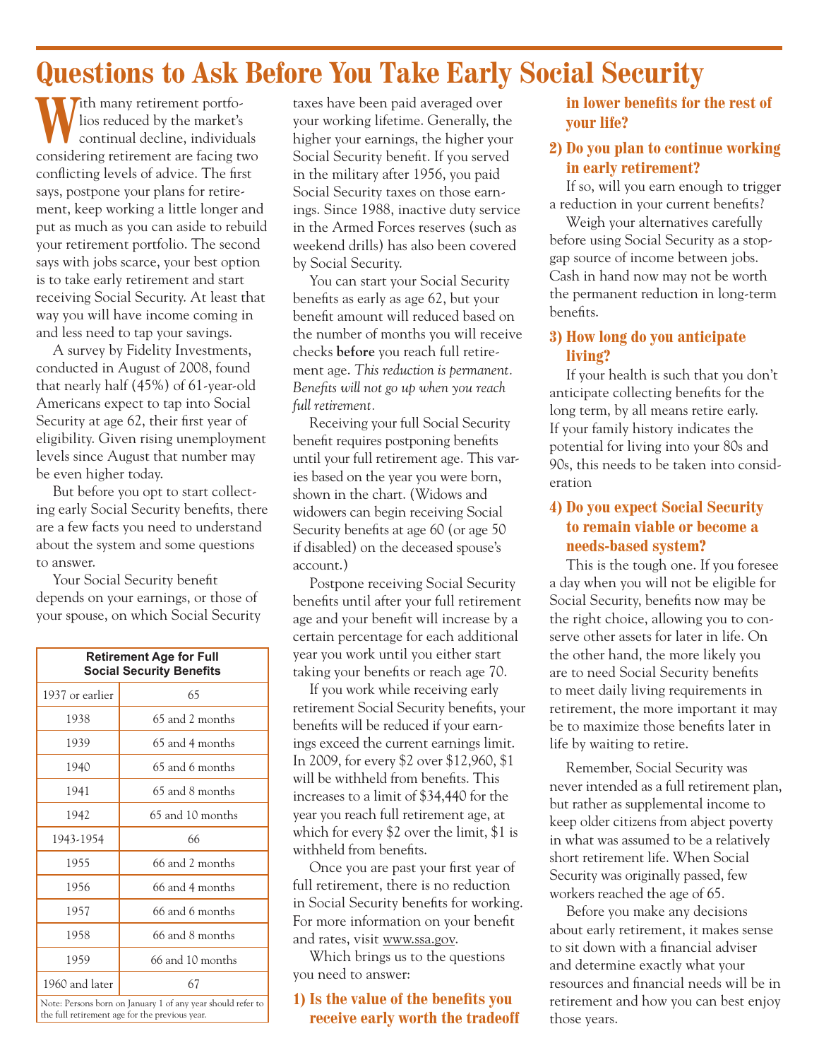# Questions to Ask Before You Take Early Social Security

With many retirement portfolios reduced by the market's continual decline, individuals considering retirement are facing two conflicting levels of advice. The first says, postpone your plans for retirement, keep working a little longer and put as much as you can aside to rebuild your retirement portfolio. The second says with jobs scarce, your best option is to take early retirement and start receiving Social Security. At least that way you will have income coming in and less need to tap your savings.

A survey by Fidelity Investments, conducted in August of 2008, found that nearly half (45%) of 61-year-old Americans expect to tap into Social Security at age 62, their first year of eligibility. Given rising unemployment levels since August that number may be even higher today.

But before you opt to start collecting early Social Security benefits, there are a few facts you need to understand about the system and some questions to answer.

Your Social Security benefit depends on your earnings, or those of your spouse, on which Social Security taxes have been paid averaged over your working lifetime. Generally, the higher your earnings, the higher your Social Security benefit. If you served in the military after 1956, you paid Social Security taxes on those earnings. Since 1988, inactive duty service in the Armed Forces reserves (such as weekend drills) has also been covered by Social Security.

| Retirement Age for Full Social Security Benefits | |
|---|---|
| 1937 or earlier | 65 |
| 1938 | 65 and 2 months |
| 1939 | 65 and 4 months |
| 1940 | 65 and 6 months |
| 1941 | 65 and 8 months |
| 1942 | 65 and 10 months |
| 1943-1954 | 66 |
| 1955 | 66 and 2 months |
| 1956 | 66 and 4 months |
| 1957 | 66 and 6 months |
| 1958 | 66 and 8 months |
| 1959 | 66 and 10 months |
| 1960 and later | 67 |

Note: Persons born on January 1 of any year should refer to the full retirement age for the previous year.

You can start your Social Security benefits as early as age 62, but your benefit amount will reduced based on the number of months you will receive checks **before** you reach full retirement age. *This reduction is permanent. Benefits will not go up when you reach full retirement.*

Receiving your full Social Security benefit requires postponing benefits until your full retirement age. This varies based on the year you were born, shown in the chart. (Widows and widowers can begin receiving Social Security benefits at age 60 (or age 50 if disabled) on the deceased spouse's account.)

Postpone receiving Social Security benefits until after your full retirement age and your benefit will increase by a certain percentage for each additional year you work until you either start taking your benefits or reach age 70.

If you work while receiving early retirement Social Security benefits, your benefits will be reduced if your earnings exceed the current earnings limit. In 2009, for every $2 over $12,960, $1 will be withheld from benefits. This increases to a limit of $34,440 for the year you reach full retirement age, at which for every $2 over the limit, $1 is withheld from benefits.

Once you are past your first year of full retirement, there is no reduction in Social Security benefits for working. For more information on your benefit and rates, visit www.ssa.gov.

Which brings us to the questions you need to answer:

### 1) Is the value of the benefits you receive early worth the tradeoff in lower benefits for the rest of your life?

### 2) Do you plan to continue working in early retirement?

If so, will you earn enough to trigger a reduction in your current benefits?

Weigh your alternatives carefully before using Social Security as a stopgap source of income between jobs. Cash in hand now may not be worth the permanent reduction in long-term benefits.

### 3) How long do you anticipate living?

If your health is such that you don't anticipate collecting benefits for the long term, by all means retire early. If your family history indicates the potential for living into your 80s and 90s, this needs to be taken into consideration

### 4) Do you expect Social Security to remain viable or become a needs-based system?

This is the tough one. If you foresee a day when you will not be eligible for Social Security, benefits now may be the right choice, allowing you to conserve other assets for later in life. On the other hand, the more likely you are to need Social Security benefits to meet daily living requirements in retirement, the more important it may be to maximize those benefits later in life by waiting to retire.

Remember, Social Security was never intended as a full retirement plan, but rather as supplemental income to keep older citizens from abject poverty in what was assumed to be a relatively short retirement life. When Social Security was originally passed, few workers reached the age of 65.

Before you make any decisions about early retirement, it makes sense to sit down with a financial adviser and determine exactly what your resources and financial needs will be in retirement and how you can best enjoy those years.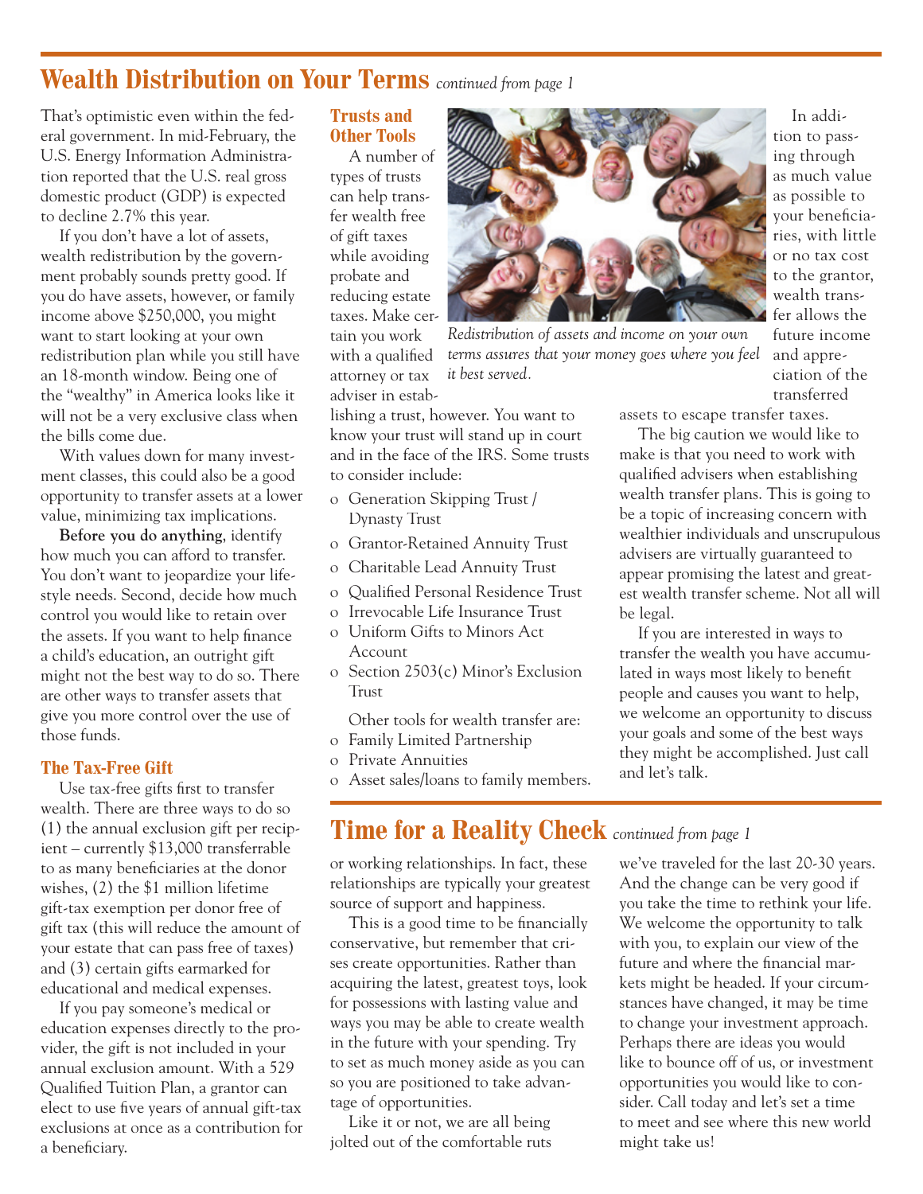## Wealth Distribution on Your Terms *continued from page 1*

That's optimistic even within the federal government. In mid-February, the U.S. Energy Information Administration reported that the U.S. real gross domestic product (GDP) is expected to decline 2.7% this year.

If you don't have a lot of assets, wealth redistribution by the government probably sounds pretty good. If you do have assets, however, or family income above $250,000, you might want to start looking at your own redistribution plan while you still have an 18-month window. Being one of the "wealthy" in America looks like it will not be a very exclusive class when the bills come due.

With values down for many investment classes, this could also be a good opportunity to transfer assets at a lower value, minimizing tax implications.

**Before you do anything**, identify how much you can afford to transfer. You don't want to jeopardize your lifestyle needs. Second, decide how much control you would like to retain over the assets. If you want to help finance a child's education, an outright gift might not the best way to do so. There are other ways to transfer assets that give you more control over the use of those funds.

### The Tax-Free Gift

Use tax-free gifts first to transfer wealth. There are three ways to do so (1) the annual exclusion gift per recipient – currently $13,000 transferrable to as many beneficiaries at the donor wishes, (2) the $1 million lifetime gift-tax exemption per donor free of gift tax (this will reduce the amount of your estate that can pass free of taxes) and (3) certain gifts earmarked for educational and medical expenses.

If you pay someone's medical or education expenses directly to the provider, the gift is not included in your annual exclusion amount. With a 529 Qualified Tuition Plan, a grantor can elect to use five years of annual gift-tax exclusions at once as a contribution for a beneficiary.

### Trusts and Other Tools

A number of types of trusts can help transfer wealth free of gift taxes while avoiding probate and reducing estate taxes. Make certain you work with a qualified attorney or tax adviser in establishing a trust, however. You want to know your trust will stand up in court and in the face of the IRS. Some trusts to consider include:

- Generation Skipping Trust / Dynasty Trust
- Grantor-Retained Annuity Trust
- Charitable Lead Annuity Trust
- Qualified Personal Residence Trust
- Irrevocable Life Insurance Trust
- Uniform Gifts to Minors Act Account
- Section 2503(c) Minor's Exclusion Trust

Other tools for wealth transfer are:

- Family Limited Partnership
- Private Annuities
- Asset sales/loans to family members.

*Redistribution of assets and income on your own terms assures that your money goes where you feel it best served.*

In addition to passing through as much value as possible to your beneficiaries, with little or no tax cost to the grantor, wealth transfer allows the future income and appreciation of the transferred assets to escape transfer taxes.

The big caution we would like to make is that you need to work with qualified advisers when establishing wealth transfer plans. This is going to be a topic of increasing concern with wealthier individuals and unscrupulous advisers are virtually guaranteed to appear promising the latest and greatest wealth transfer scheme. Not all will be legal.

If you are interested in ways to transfer the wealth you have accumulated in ways most likely to benefit people and causes you want to help, we welcome an opportunity to discuss your goals and some of the best ways they might be accomplished. Just call and let's talk.

## Time for a Reality Check *continued from page 1*

or working relationships. In fact, these relationships are typically your greatest source of support and happiness.

This is a good time to be financially conservative, but remember that crises create opportunities. Rather than acquiring the latest, greatest toys, look for possessions with lasting value and ways you may be able to create wealth in the future with your spending. Try to set as much money aside as you can so you are positioned to take advantage of opportunities.

Like it or not, we are all being jolted out of the comfortable ruts we've traveled for the last 20-30 years. And the change can be very good if you take the time to rethink your life. We welcome the opportunity to talk with you, to explain our view of the future and where the financial markets might be headed. If your circumstances have changed, it may be time to change your investment approach. Perhaps there are ideas you would like to bounce off of us, or investment opportunities you would like to consider. Call today and let's set a time to meet and see where this new world might take us!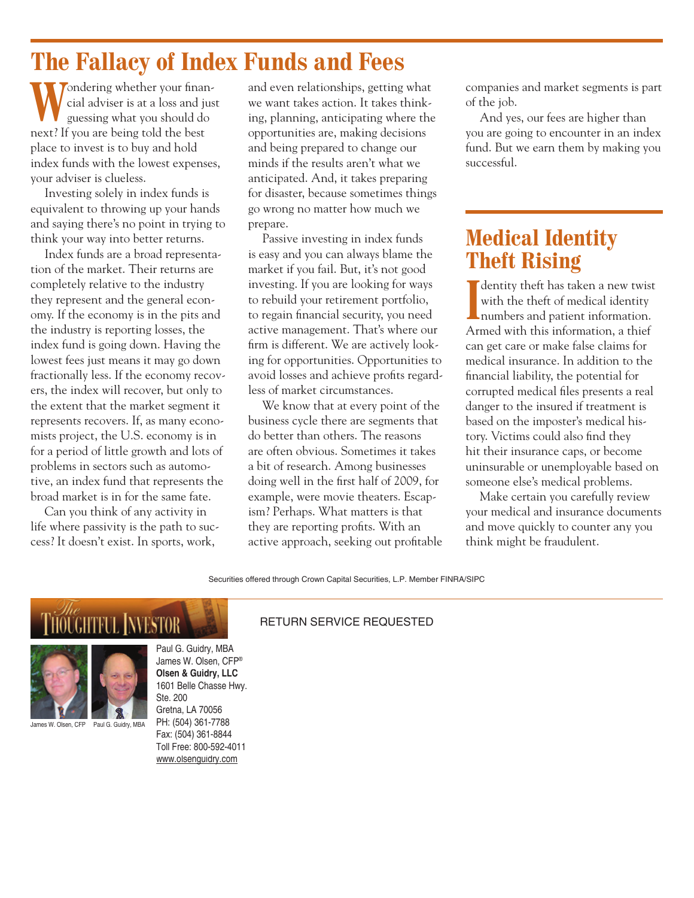## The Fallacy of Index Funds and Fees

Wondering whether your financial adviser is at a loss and just guessing what you should do next? If you are being told the best place to invest is to buy and hold index funds with the lowest expenses, your adviser is clueless.

Investing solely in index funds is equivalent to throwing up your hands and saying there's no point in trying to think your way into better returns.

Index funds are a broad representation of the market. Their returns are completely relative to the industry they represent and the general economy. If the economy is in the pits and the industry is reporting losses, the index fund is going down. Having the lowest fees just means it may go down fractionally less. If the economy recovers, the index will recover, but only to the extent that the market segment it represents recovers. If, as many economists project, the U.S. economy is in for a period of little growth and lots of problems in sectors such as automotive, an index fund that represents the broad market is in for the same fate.

Can you think of any activity in life where passivity is the path to success? It doesn't exist. In sports, work, and even relationships, getting what we want takes action. It takes thinking, planning, anticipating where the opportunities are, making decisions and being prepared to change our minds if the results aren't what we anticipated. And, it takes preparing for disaster, because sometimes things go wrong no matter how much we prepare.

Passive investing in index funds is easy and you can always blame the market if you fail. But, it's not good investing. If you are looking for ways to rebuild your retirement portfolio, to regain financial security, you need active management. That's where our firm is different. We are actively looking for opportunities. Opportunities to avoid losses and achieve profits regardless of market circumstances.

We know that at every point of the business cycle there are segments that do better than others. The reasons are often obvious. Sometimes it takes a bit of research. Among businesses doing well in the first half of 2009, for example, were movie theaters. Escapism? Perhaps. What matters is that they are reporting profits. With an active approach, seeking out profitable companies and market segments is part of the job.

And yes, our fees are higher than you are going to encounter in an index fund. But we earn them by making you successful.

## Medical Identity Theft Rising

Identity theft has taken a new twist with the theft of medical identity numbers and patient information. Armed with this information, a thief can get care or make false claims for medical insurance. In addition to the financial liability, the potential for corrupted medical files presents a real danger to the insured if treatment is based on the imposter's medical history. Victims could also find they hit their insurance caps, or become uninsurable or unemployable based on someone else's medical problems.

Make certain you carefully review your medical and insurance documents and move quickly to counter any you think might be fraudulent.

Securities offered through Crown Capital Securities, L.P. Member FINRA/SIPC

The Thoughtful Investor

James W. Olsen, CFP    Paul G. Guidry, MBA

Paul G. Guidry, MBA
James W. Olsen, CFP®
**Olsen & Guidry, LLC**
1601 Belle Chasse Hwy.
Ste. 200
Gretna, LA 70056
PH: (504) 361-7788
Fax: (504) 361-8844
Toll Free: 800-592-4011
www.olsenguidry.com

RETURN SERVICE REQUESTED